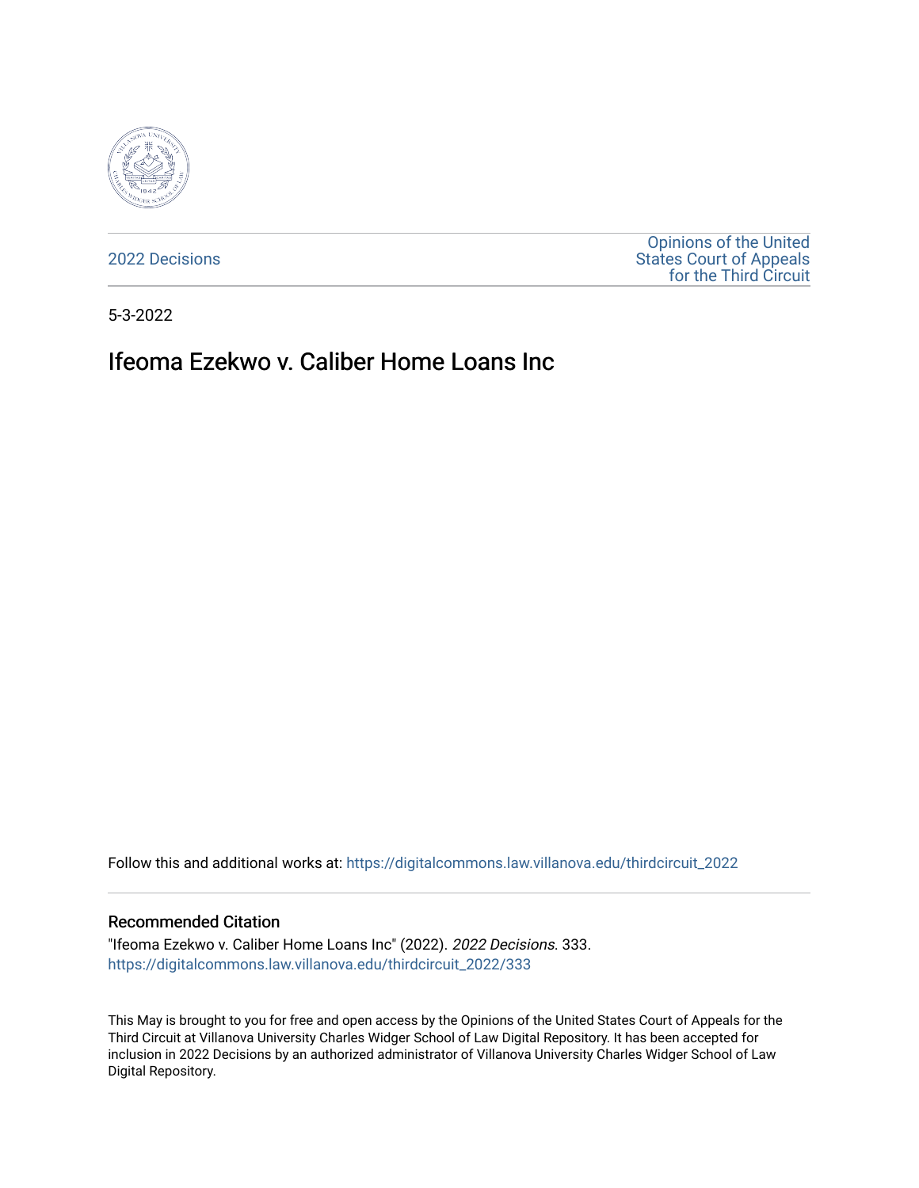2022 Decisions

Opinions of the United States Court of Appeals for the Third Circuit

5-3-2022

# Ifeoma Ezekwo v. Caliber Home Loans Inc

Follow this and additional works at: https://digitalcommons.law.villanova.edu/thirdcircuit_2022

### Recommended Citation

"Ifeoma Ezekwo v. Caliber Home Loans Inc" (2022). *2022 Decisions*. 333.
https://digitalcommons.law.villanova.edu/thirdcircuit_2022/333

This May is brought to you for free and open access by the Opinions of the United States Court of Appeals for the Third Circuit at Villanova University Charles Widger School of Law Digital Repository. It has been accepted for inclusion in 2022 Decisions by an authorized administrator of Villanova University Charles Widger School of Law Digital Repository.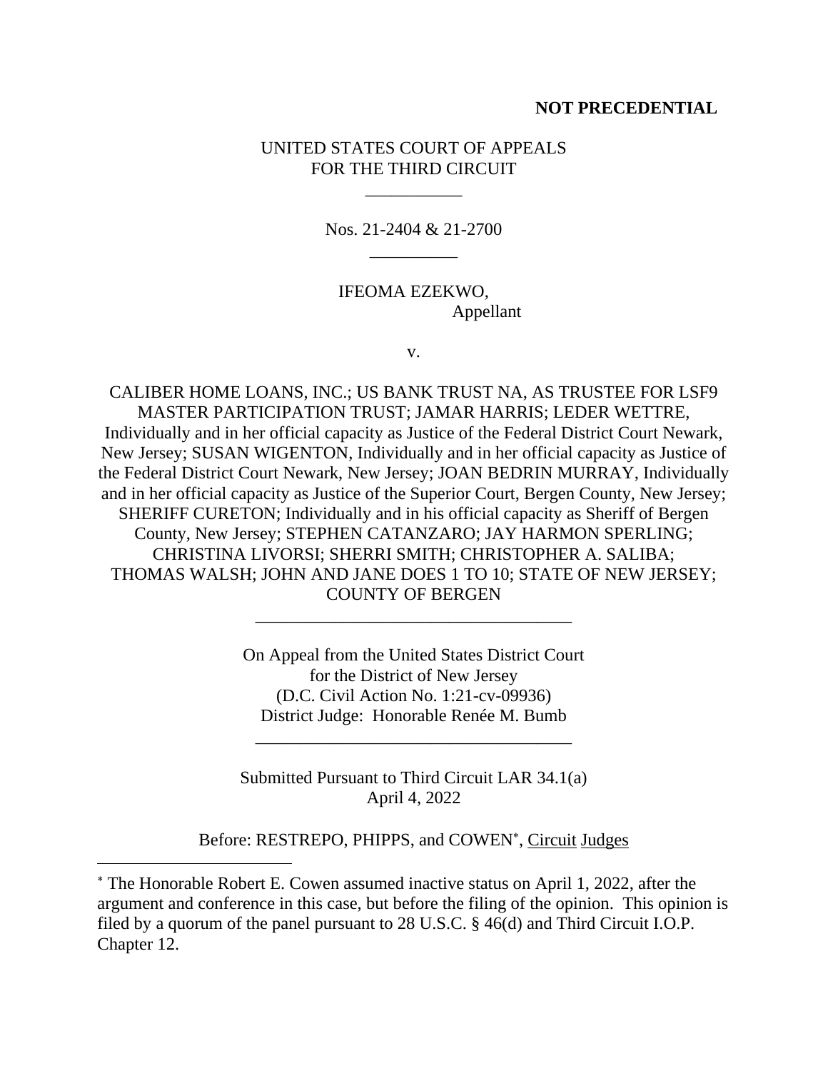**NOT PRECEDENTIAL**

UNITED STATES COURT OF APPEALS
FOR THE THIRD CIRCUIT

\_\_\_\_\_\_\_\_\_\_\_

Nos. 21-2404 & 21-2700

\_\_\_\_\_\_\_\_\_\_

IFEOMA EZEKWO,
Appellant

v.

CALIBER HOME LOANS, INC.; US BANK TRUST NA, AS TRUSTEE FOR LSF9 MASTER PARTICIPATION TRUST; JAMAR HARRIS; LEDER WETTRE, Individually and in her official capacity as Justice of the Federal District Court Newark, New Jersey; SUSAN WIGENTON, Individually and in her official capacity as Justice of the Federal District Court Newark, New Jersey; JOAN BEDRIN MURRAY, Individually and in her official capacity as Justice of the Superior Court, Bergen County, New Jersey; SHERIFF CURETON; Individually and in his official capacity as Sheriff of Bergen County, New Jersey; STEPHEN CATANZARO; JAY HARMON SPERLING; CHRISTINA LIVORSI; SHERRI SMITH; CHRISTOPHER A. SALIBA; THOMAS WALSH; JOHN AND JANE DOES 1 TO 10; STATE OF NEW JERSEY; COUNTY OF BERGEN

\_\_\_\_\_\_\_\_\_\_\_\_\_\_\_\_\_\_\_\_\_\_\_\_\_\_\_\_\_\_\_\_\_\_\_\_

On Appeal from the United States District Court
for the District of New Jersey
(D.C. Civil Action No. 1:21-cv-09936)
District Judge: Honorable Renée M. Bumb

\_\_\_\_\_\_\_\_\_\_\_\_\_\_\_\_\_\_\_\_\_\_\_\_\_\_\_\_\_\_\_\_\_\_\_\_

Submitted Pursuant to Third Circuit LAR 34.1(a)
April 4, 2022

Before: RESTREPO, PHIPPS, and COWEN*, Circuit Judges

---

* The Honorable Robert E. Cowen assumed inactive status on April 1, 2022, after the argument and conference in this case, but before the filing of the opinion. This opinion is filed by a quorum of the panel pursuant to 28 U.S.C. § 46(d) and Third Circuit I.O.P. Chapter 12.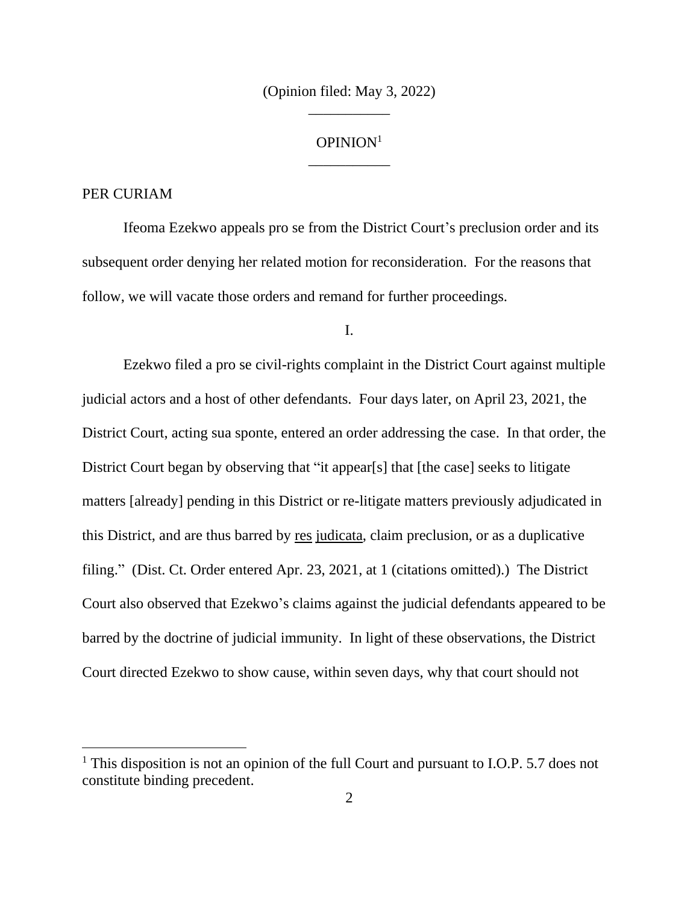(Opinion filed: May 3, 2022)

---

OPINION[1]

---

PER CURIAM

Ifeoma Ezekwo appeals pro se from the District Court's preclusion order and its subsequent order denying her related motion for reconsideration. For the reasons that follow, we will vacate those orders and remand for further proceedings.

I.

Ezekwo filed a pro se civil-rights complaint in the District Court against multiple judicial actors and a host of other defendants. Four days later, on April 23, 2021, the District Court, acting sua sponte, entered an order addressing the case. In that order, the District Court began by observing that "it appear[s] that [the case] seeks to litigate matters [already] pending in this District or re-litigate matters previously adjudicated in this District, and are thus barred by res judicata, claim preclusion, or as a duplicative filing." (Dist. Ct. Order entered Apr. 23, 2021, at 1 (citations omitted).) The District Court also observed that Ezekwo's claims against the judicial defendants appeared to be barred by the doctrine of judicial immunity. In light of these observations, the District Court directed Ezekwo to show cause, within seven days, why that court should not

[1] This disposition is not an opinion of the full Court and pursuant to I.O.P. 5.7 does not constitute binding precedent.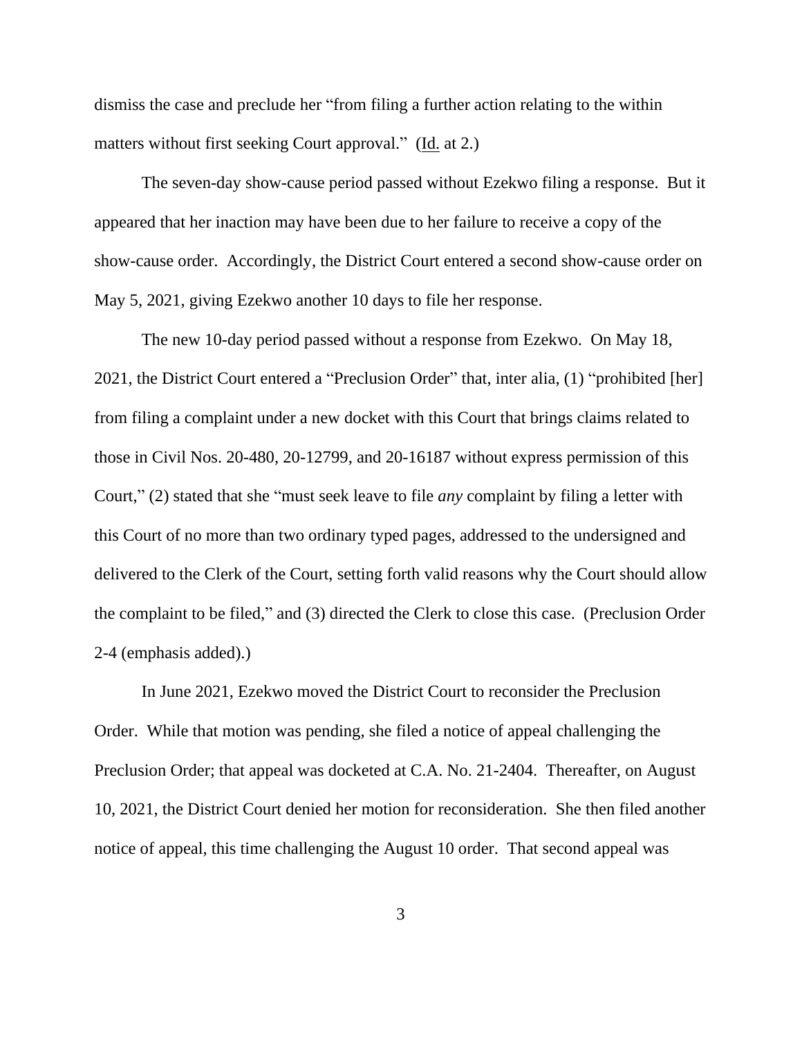dismiss the case and preclude her "from filing a further action relating to the within matters without first seeking Court approval." (Id. at 2.)

The seven-day show-cause period passed without Ezekwo filing a response. But it appeared that her inaction may have been due to her failure to receive a copy of the show-cause order. Accordingly, the District Court entered a second show-cause order on May 5, 2021, giving Ezekwo another 10 days to file her response.

The new 10-day period passed without a response from Ezekwo. On May 18, 2021, the District Court entered a "Preclusion Order" that, inter alia, (1) "prohibited [her] from filing a complaint under a new docket with this Court that brings claims related to those in Civil Nos. 20-480, 20-12799, and 20-16187 without express permission of this Court," (2) stated that she "must seek leave to file *any* complaint by filing a letter with this Court of no more than two ordinary typed pages, addressed to the undersigned and delivered to the Clerk of the Court, setting forth valid reasons why the Court should allow the complaint to be filed," and (3) directed the Clerk to close this case. (Preclusion Order 2-4 (emphasis added).)

In June 2021, Ezekwo moved the District Court to reconsider the Preclusion Order. While that motion was pending, she filed a notice of appeal challenging the Preclusion Order; that appeal was docketed at C.A. No. 21-2404. Thereafter, on August 10, 2021, the District Court denied her motion for reconsideration. She then filed another notice of appeal, this time challenging the August 10 order. That second appeal was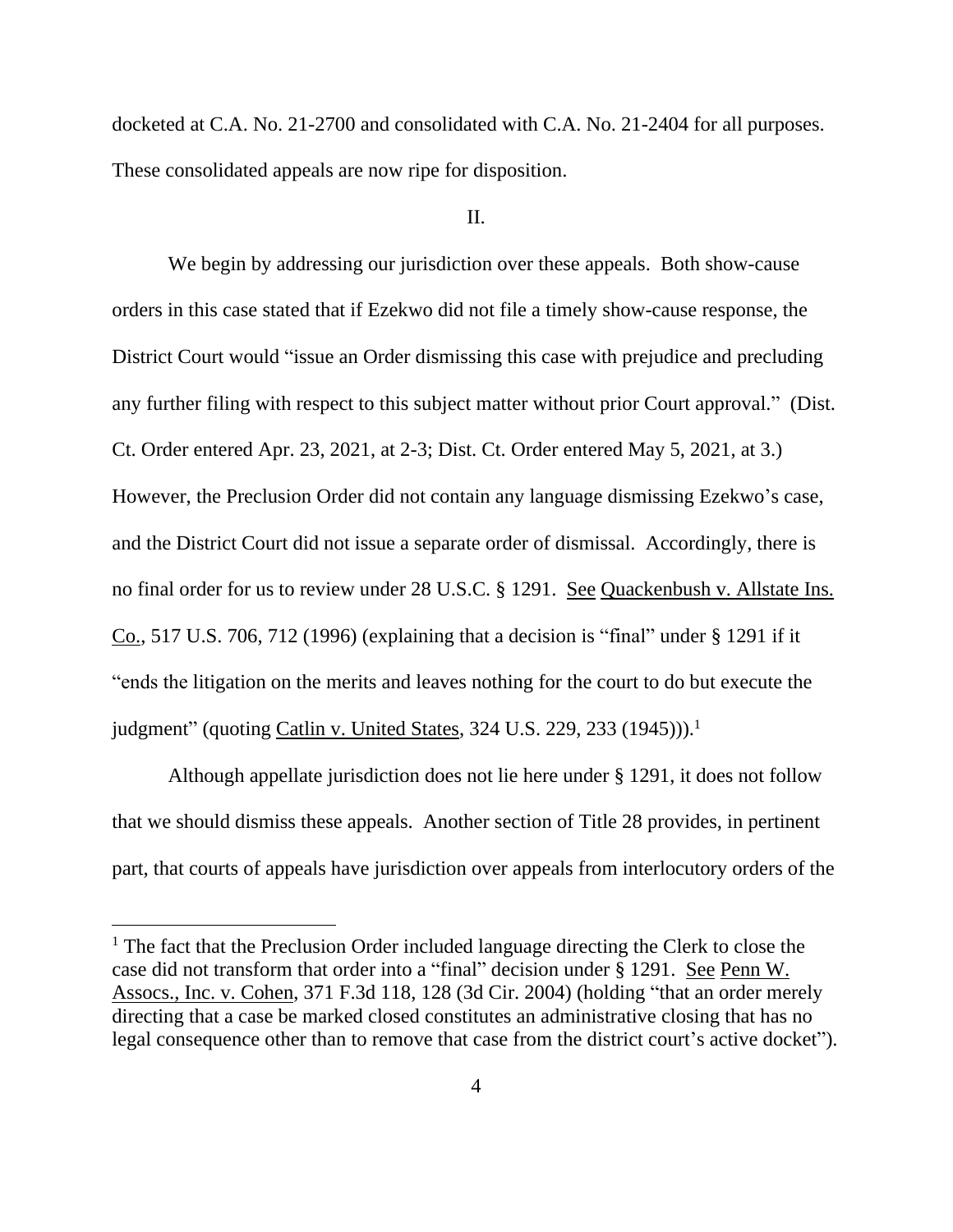docketed at C.A. No. 21-2700 and consolidated with C.A. No. 21-2404 for all purposes. These consolidated appeals are now ripe for disposition.

II.

We begin by addressing our jurisdiction over these appeals. Both show-cause orders in this case stated that if Ezekwo did not file a timely show-cause response, the District Court would "issue an Order dismissing this case with prejudice and precluding any further filing with respect to this subject matter without prior Court approval." (Dist. Ct. Order entered Apr. 23, 2021, at 2-3; Dist. Ct. Order entered May 5, 2021, at 3.) However, the Preclusion Order did not contain any language dismissing Ezekwo's case, and the District Court did not issue a separate order of dismissal. Accordingly, there is no final order for us to review under 28 U.S.C. § 1291. See Quackenbush v. Allstate Ins. Co., 517 U.S. 706, 712 (1996) (explaining that a decision is "final" under § 1291 if it "ends the litigation on the merits and leaves nothing for the court to do but execute the judgment" (quoting Catlin v. United States, 324 U.S. 229, 233 (1945))).[1]

Although appellate jurisdiction does not lie here under § 1291, it does not follow that we should dismiss these appeals. Another section of Title 28 provides, in pertinent part, that courts of appeals have jurisdiction over appeals from interlocutory orders of the

[1] The fact that the Preclusion Order included language directing the Clerk to close the case did not transform that order into a "final" decision under § 1291. See Penn W. Assocs., Inc. v. Cohen, 371 F.3d 118, 128 (3d Cir. 2004) (holding "that an order merely directing that a case be marked closed constitutes an administrative closing that has no legal consequence other than to remove that case from the district court's active docket").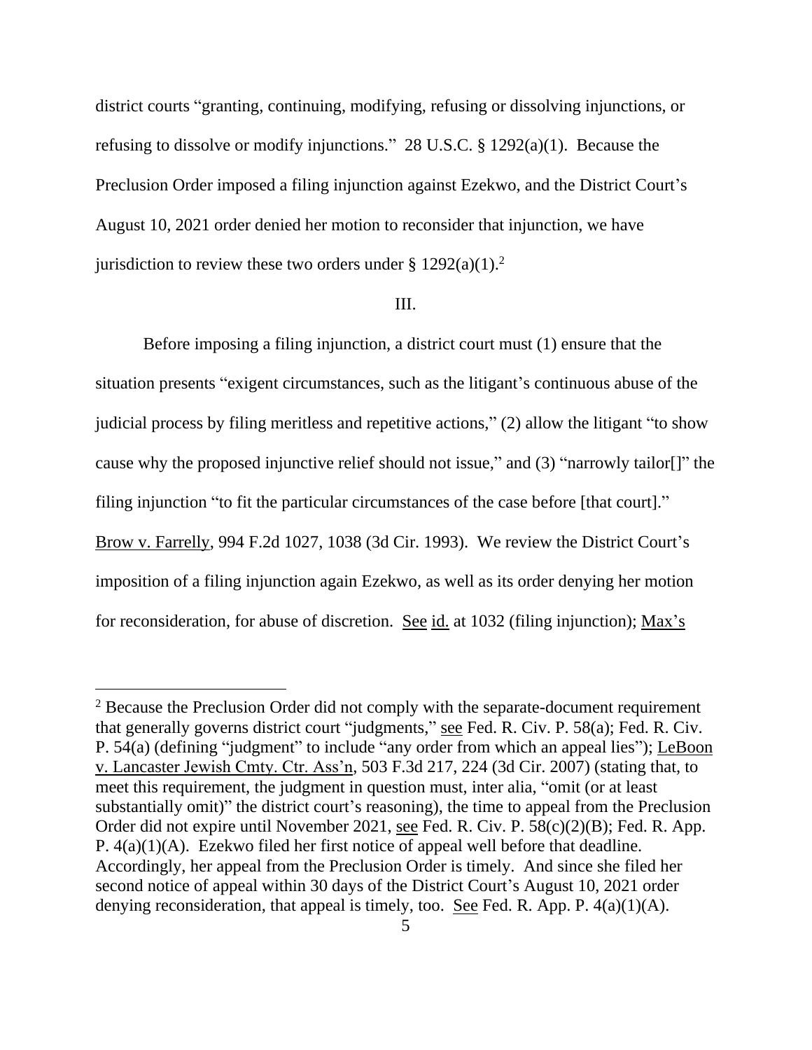district courts "granting, continuing, modifying, refusing or dissolving injunctions, or refusing to dissolve or modify injunctions." 28 U.S.C. § 1292(a)(1). Because the Preclusion Order imposed a filing injunction against Ezekwo, and the District Court's August 10, 2021 order denied her motion to reconsider that injunction, we have jurisdiction to review these two orders under § 1292(a)(1).[2]

III.

Before imposing a filing injunction, a district court must (1) ensure that the situation presents "exigent circumstances, such as the litigant's continuous abuse of the judicial process by filing meritless and repetitive actions," (2) allow the litigant "to show cause why the proposed injunctive relief should not issue," and (3) "narrowly tailor[]" the filing injunction "to fit the particular circumstances of the case before [that court]." Brow v. Farrelly, 994 F.2d 1027, 1038 (3d Cir. 1993). We review the District Court's imposition of a filing injunction again Ezekwo, as well as its order denying her motion for reconsideration, for abuse of discretion. See id. at 1032 (filing injunction); Max's

[2] Because the Preclusion Order did not comply with the separate-document requirement that generally governs district court "judgments," see Fed. R. Civ. P. 58(a); Fed. R. Civ. P. 54(a) (defining "judgment" to include "any order from which an appeal lies"); LeBoon v. Lancaster Jewish Cmty. Ctr. Ass'n, 503 F.3d 217, 224 (3d Cir. 2007) (stating that, to meet this requirement, the judgment in question must, inter alia, "omit (or at least substantially omit)" the district court's reasoning), the time to appeal from the Preclusion Order did not expire until November 2021, see Fed. R. Civ. P. 58(c)(2)(B); Fed. R. App. P. 4(a)(1)(A). Ezekwo filed her first notice of appeal well before that deadline. Accordingly, her appeal from the Preclusion Order is timely. And since she filed her second notice of appeal within 30 days of the District Court's August 10, 2021 order denying reconsideration, that appeal is timely, too. See Fed. R. App. P. 4(a)(1)(A).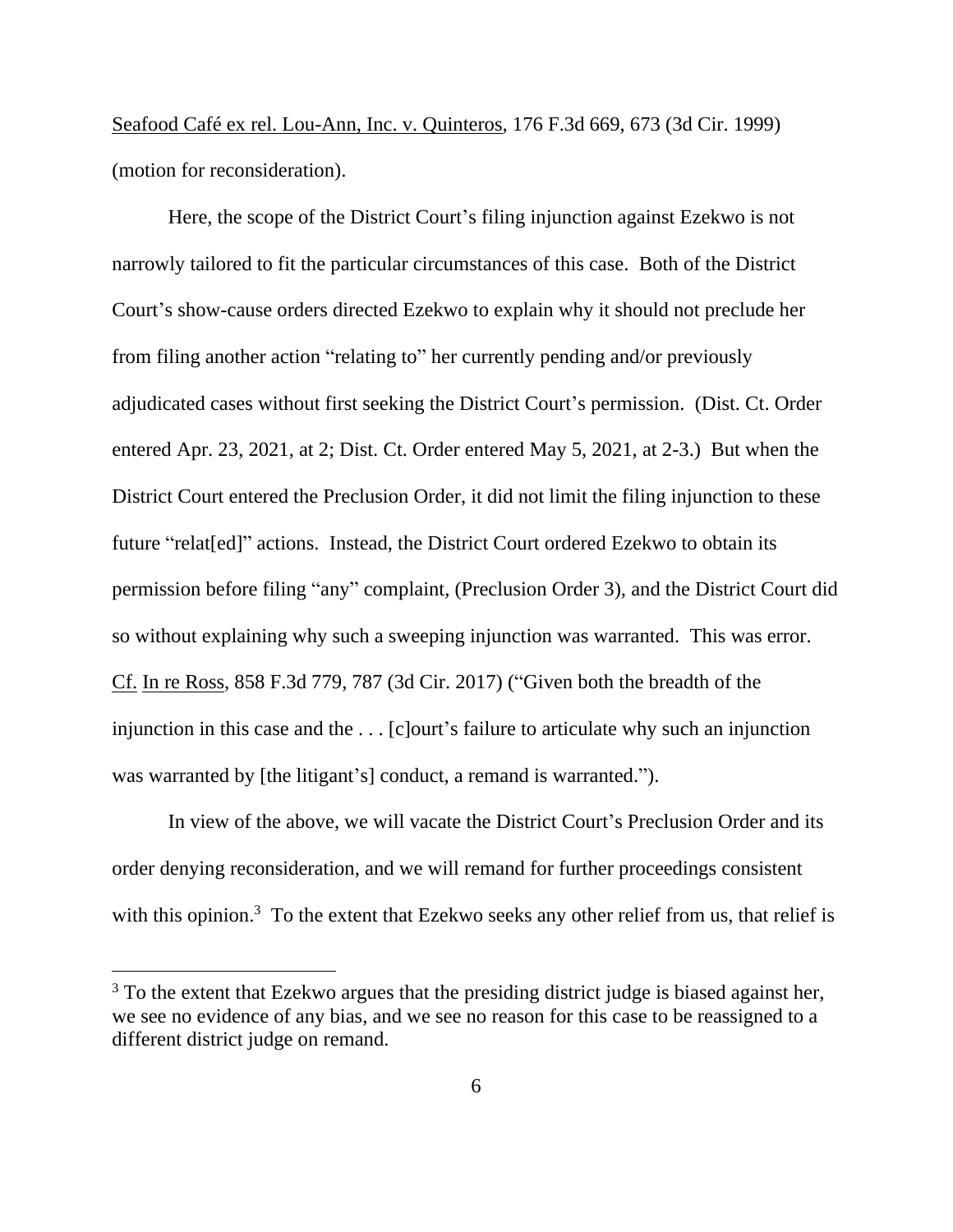Seafood Café ex rel. Lou-Ann, Inc. v. Quinteros, 176 F.3d 669, 673 (3d Cir. 1999) (motion for reconsideration).

Here, the scope of the District Court's filing injunction against Ezekwo is not narrowly tailored to fit the particular circumstances of this case. Both of the District Court's show-cause orders directed Ezekwo to explain why it should not preclude her from filing another action "relating to" her currently pending and/or previously adjudicated cases without first seeking the District Court's permission. (Dist. Ct. Order entered Apr. 23, 2021, at 2; Dist. Ct. Order entered May 5, 2021, at 2-3.) But when the District Court entered the Preclusion Order, it did not limit the filing injunction to these future "relat[ed]" actions. Instead, the District Court ordered Ezekwo to obtain its permission before filing "any" complaint, (Preclusion Order 3), and the District Court did so without explaining why such a sweeping injunction was warranted. This was error. Cf. In re Ross, 858 F.3d 779, 787 (3d Cir. 2017) ("Given both the breadth of the injunction in this case and the . . . [c]ourt's failure to articulate why such an injunction was warranted by [the litigant's] conduct, a remand is warranted.").

In view of the above, we will vacate the District Court's Preclusion Order and its order denying reconsideration, and we will remand for further proceedings consistent with this opinion.[3] To the extent that Ezekwo seeks any other relief from us, that relief is

[3] To the extent that Ezekwo argues that the presiding district judge is biased against her, we see no evidence of any bias, and we see no reason for this case to be reassigned to a different district judge on remand.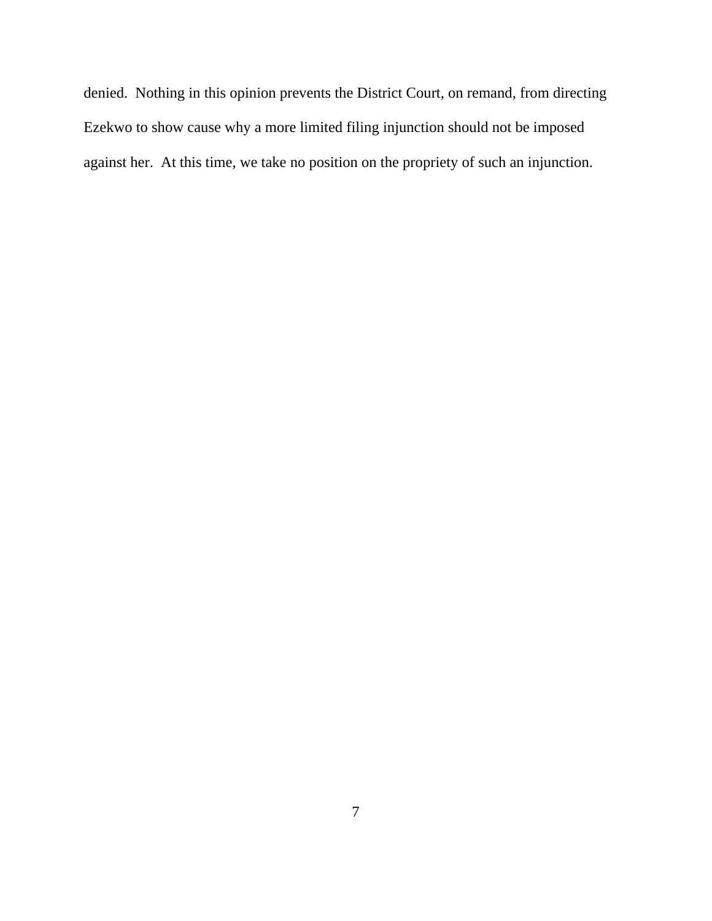denied. Nothing in this opinion prevents the District Court, on remand, from directing Ezekwo to show cause why a more limited filing injunction should not be imposed against her. At this time, we take no position on the propriety of such an injunction.